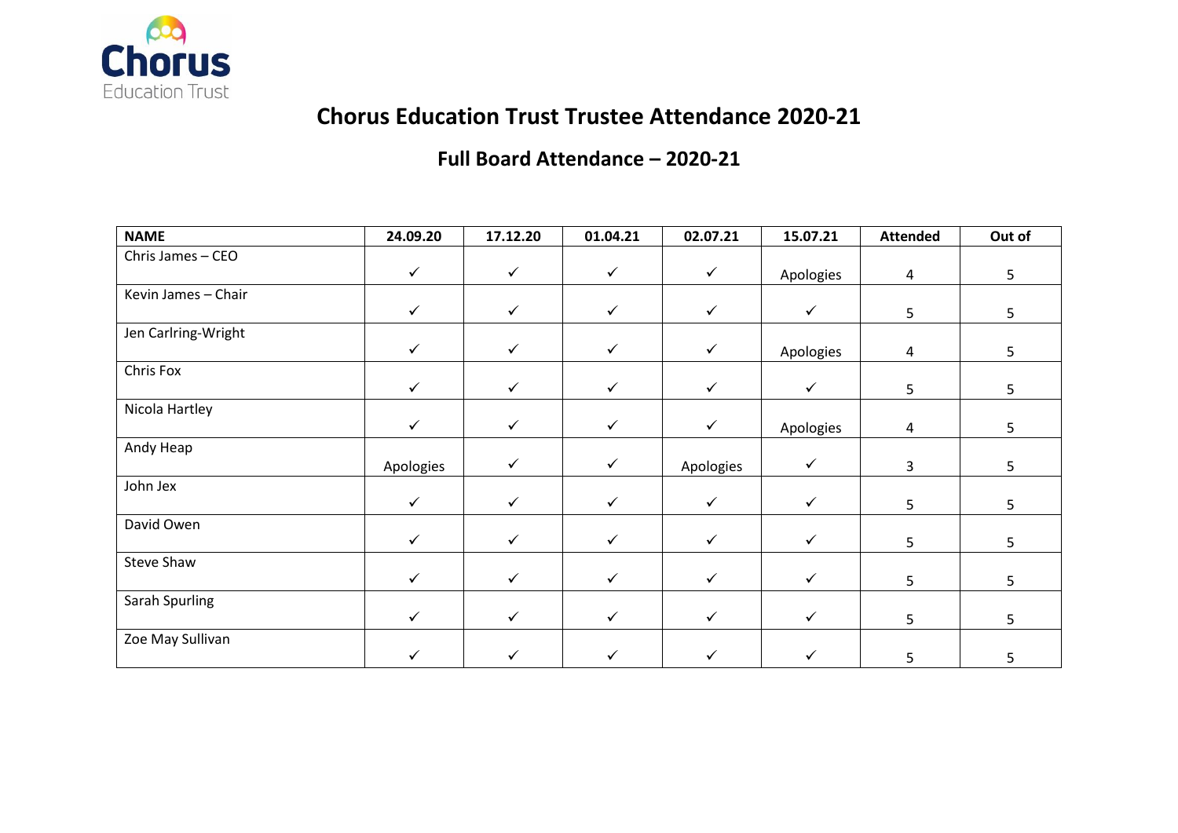# Chorus Education Trust Trustee Attendance 2020-21

## Full Board Attendance – 2020-21

| NAME | 24.09.20 | 17.12.20 | 01.04.21 | 02.07.21 | 15.07.21 | Attended | Out of |
|---|---|---|---|---|---|---|---|
| Chris James – CEO | ✓ | ✓ | ✓ | ✓ | Apologies | 4 | 5 |
| Kevin James – Chair | ✓ | ✓ | ✓ | ✓ | ✓ | 5 | 5 |
| Jen Carlring-Wright | ✓ | ✓ | ✓ | ✓ | Apologies | 4 | 5 |
| Chris Fox | ✓ | ✓ | ✓ | ✓ | ✓ | 5 | 5 |
| Nicola Hartley | ✓ | ✓ | ✓ | ✓ | Apologies | 4 | 5 |
| Andy Heap | Apologies | ✓ | ✓ | Apologies | ✓ | 3 | 5 |
| John Jex | ✓ | ✓ | ✓ | ✓ | ✓ | 5 | 5 |
| David Owen | ✓ | ✓ | ✓ | ✓ | ✓ | 5 | 5 |
| Steve Shaw | ✓ | ✓ | ✓ | ✓ | ✓ | 5 | 5 |
| Sarah Spurling | ✓ | ✓ | ✓ | ✓ | ✓ | 5 | 5 |
| Zoe May Sullivan | ✓ | ✓ | ✓ | ✓ | ✓ | 5 | 5 |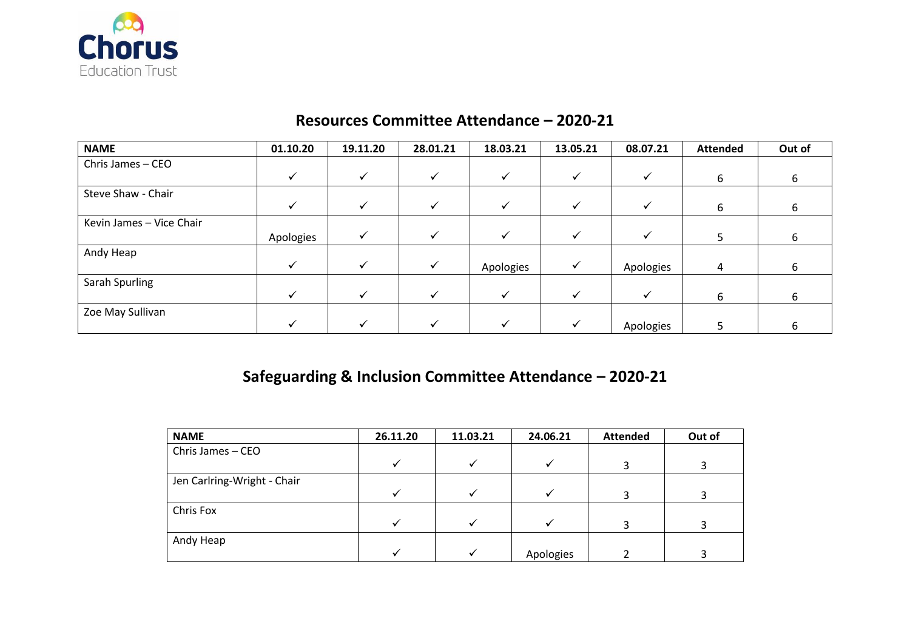Chorus Education Trust

## Resources Committee Attendance – 2020-21

| NAME | 01.10.20 | 19.11.20 | 28.01.21 | 18.03.21 | 13.05.21 | 08.07.21 | Attended | Out of |
|---|---|---|---|---|---|---|---|---|
| Chris James – CEO | ✓ | ✓ | ✓ | ✓ | ✓ | ✓ | 6 | 6 |
| Steve Shaw - Chair | ✓ | ✓ | ✓ | ✓ | ✓ | ✓ | 6 | 6 |
| Kevin James – Vice Chair | Apologies | ✓ | ✓ | ✓ | ✓ | ✓ | 5 | 6 |
| Andy Heap | ✓ | ✓ | ✓ | Apologies | ✓ | Apologies | 4 | 6 |
| Sarah Spurling | ✓ | ✓ | ✓ | ✓ | ✓ | ✓ | 6 | 6 |
| Zoe May Sullivan | ✓ | ✓ | ✓ | ✓ | ✓ | Apologies | 5 | 6 |

## Safeguarding & Inclusion Committee Attendance – 2020-21

| NAME | 26.11.20 | 11.03.21 | 24.06.21 | Attended | Out of |
|---|---|---|---|---|---|
| Chris James – CEO | ✓ | ✓ | ✓ | 3 | 3 |
| Jen Carlring-Wright - Chair | ✓ | ✓ | ✓ | 3 | 3 |
| Chris Fox | ✓ | ✓ | ✓ | 3 | 3 |
| Andy Heap | ✓ | ✓ | Apologies | 2 | 3 |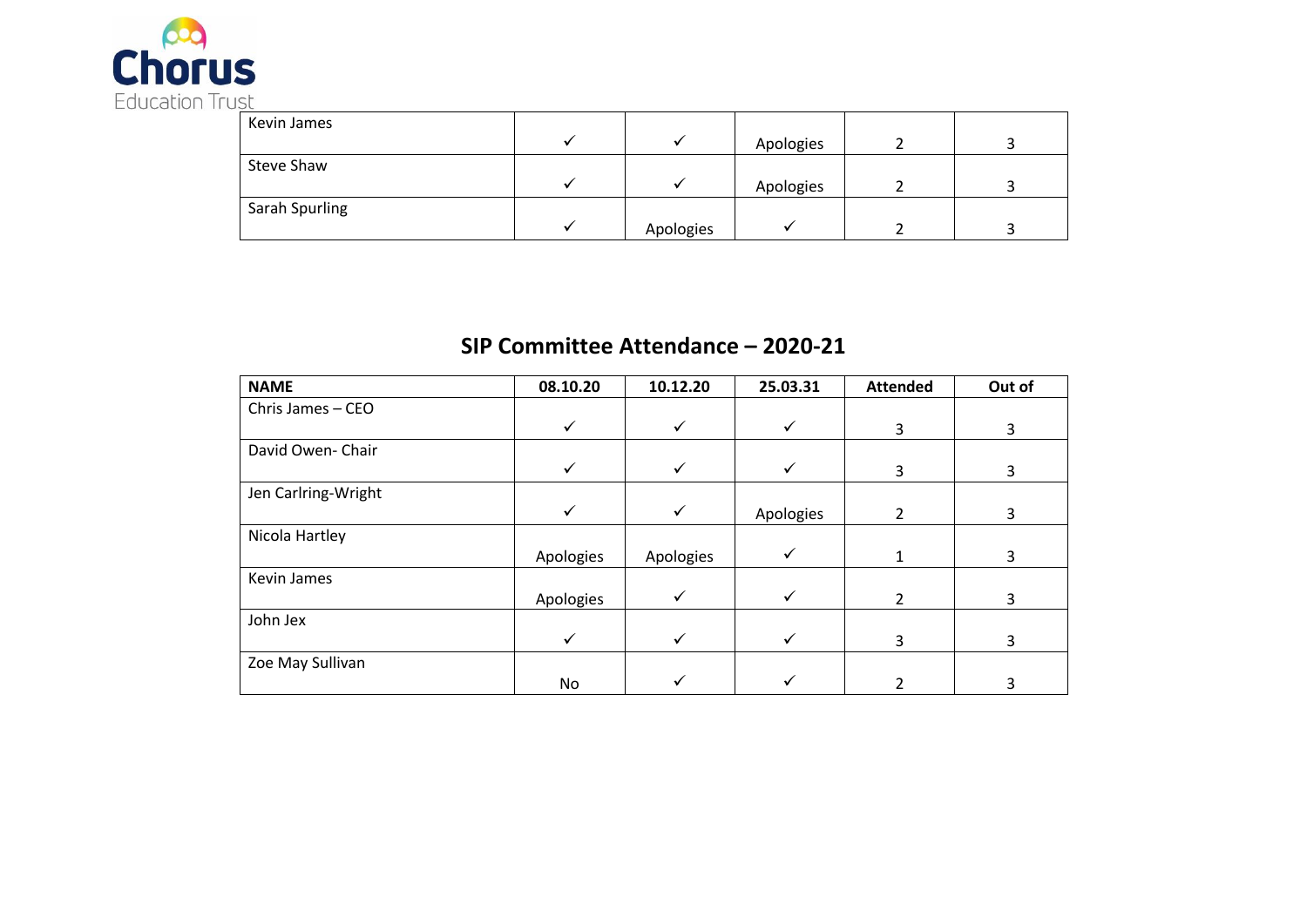| | | | | | |
|---|---|---|---|---|---|
| Kevin James | ✓ | ✓ | Apologies | 2 | 3 |
| Steve Shaw | ✓ | ✓ | Apologies | 2 | 3 |
| Sarah Spurling | ✓ | Apologies | ✓ | 2 | 3 |

## SIP Committee Attendance – 2020-21

| NAME | 08.10.20 | 10.12.20 | 25.03.31 | Attended | Out of |
|---|---|---|---|---|---|
| Chris James – CEO | ✓ | ✓ | ✓ | 3 | 3 |
| David Owen- Chair | ✓ | ✓ | ✓ | 3 | 3 |
| Jen Carlring-Wright | ✓ | ✓ | Apologies | 2 | 3 |
| Nicola Hartley | Apologies | Apologies | ✓ | 1 | 3 |
| Kevin James | Apologies | ✓ | ✓ | 2 | 3 |
| John Jex | ✓ | ✓ | ✓ | 3 | 3 |
| Zoe May Sullivan | No | ✓ | ✓ | 2 | 3 |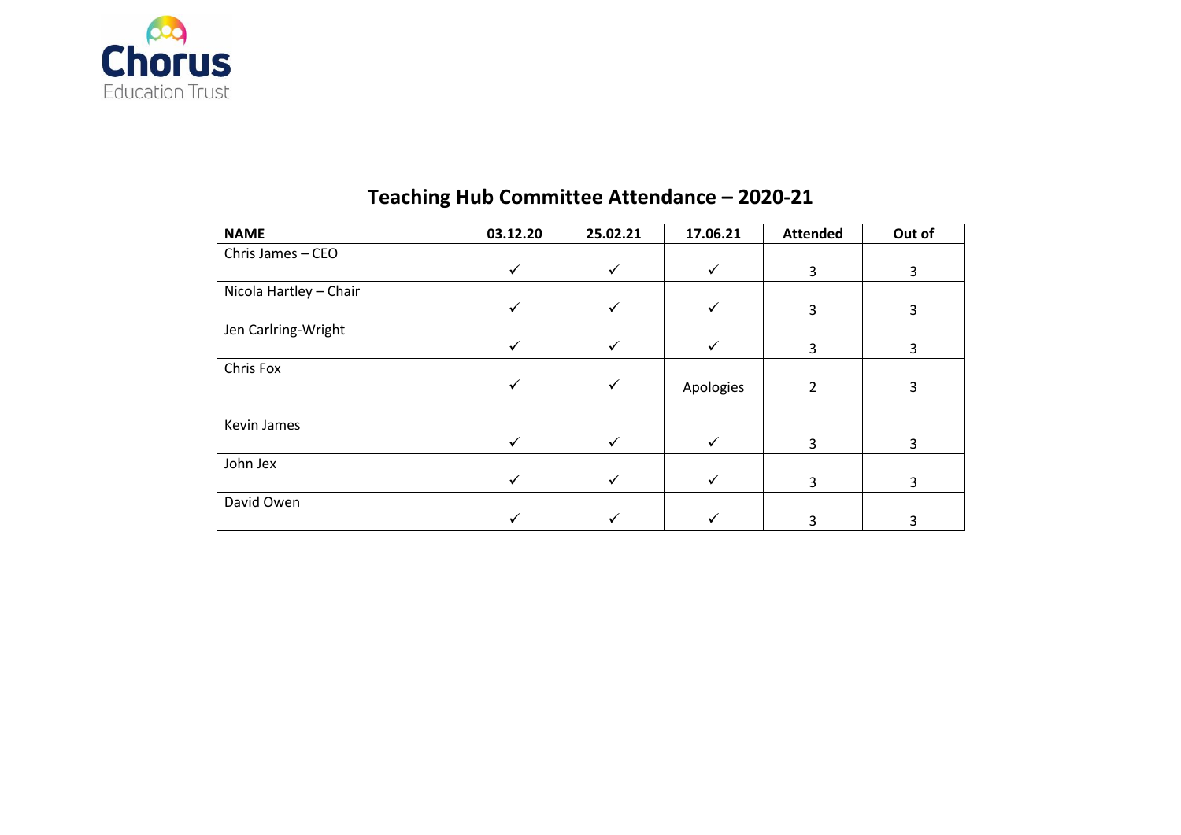Chorus
Education Trust

# Teaching Hub Committee Attendance – 2020-21

| NAME | 03.12.20 | 25.02.21 | 17.06.21 | Attended | Out of |
|---|---|---|---|---|---|
| Chris James – CEO | ✓ | ✓ | ✓ | 3 | 3 |
| Nicola Hartley – Chair | ✓ | ✓ | ✓ | 3 | 3 |
| Jen Carlring-Wright | ✓ | ✓ | ✓ | 3 | 3 |
| Chris Fox | ✓ | ✓ | Apologies | 2 | 3 |
| Kevin James | ✓ | ✓ | ✓ | 3 | 3 |
| John Jex | ✓ | ✓ | ✓ | 3 | 3 |
| David Owen | ✓ | ✓ | ✓ | 3 | 3 |